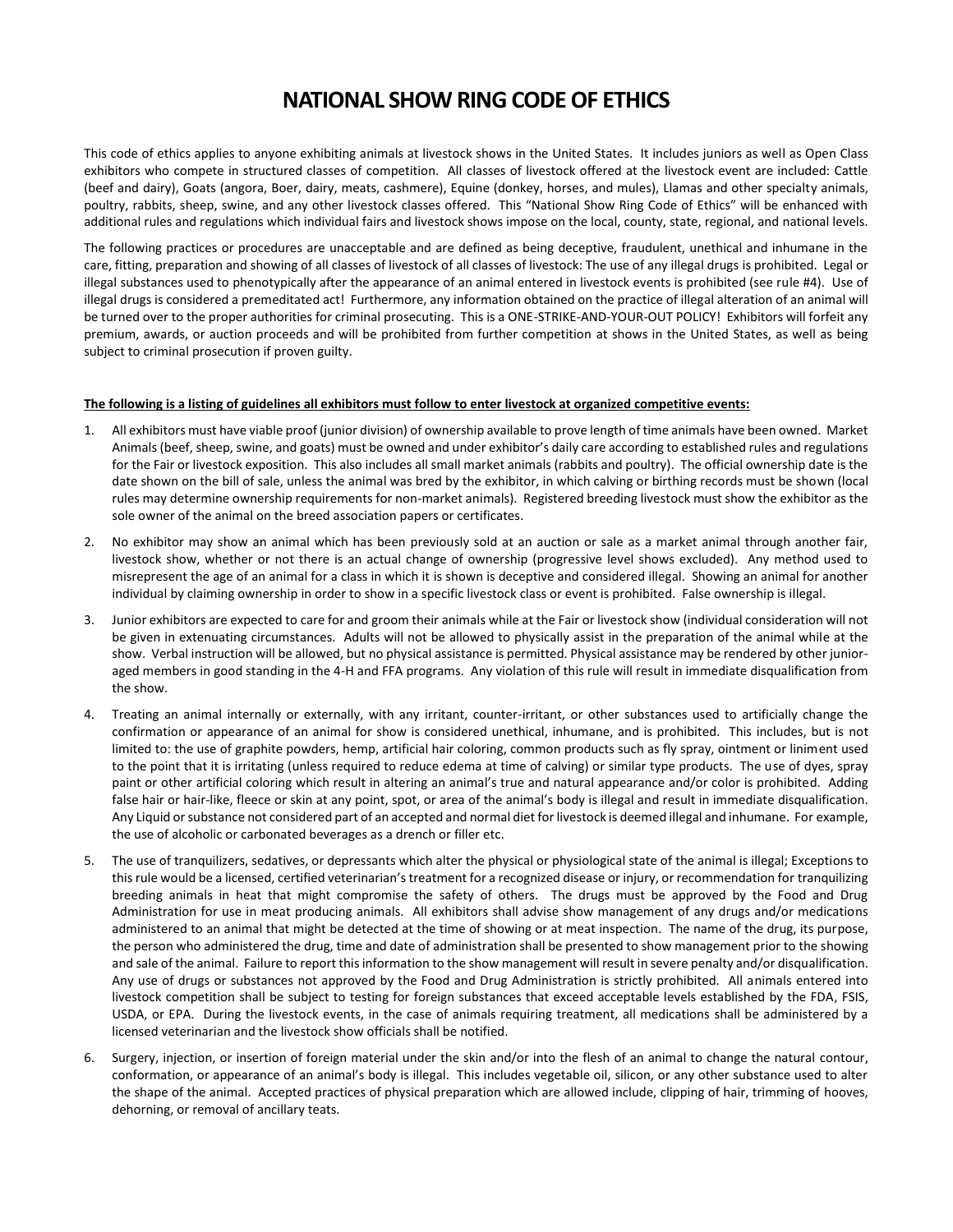# NATIONAL SHOW RING CODE OF ETHICS

This code of ethics applies to anyone exhibiting animals at livestock shows in the United States. It includes juniors as well as Open Class exhibitors who compete in structured classes of competition. All classes of livestock offered at the livestock event are included: Cattle (beef and dairy), Goats (angora, Boer, dairy, meats, cashmere), Equine (donkey, horses, and mules), Llamas and other specialty animals, poultry, rabbits, sheep, swine, and any other livestock classes offered. This "National Show Ring Code of Ethics" will be enhanced with additional rules and regulations which individual fairs and livestock shows impose on the local, county, state, regional, and national levels.

The following practices or procedures are unacceptable and are defined as being deceptive, fraudulent, unethical and inhumane in the care, fitting, preparation and showing of all classes of livestock of all classes of livestock: The use of any illegal drugs is prohibited. Legal or illegal substances used to phenotypically after the appearance of an animal entered in livestock events is prohibited (see rule #4). Use of illegal drugs is considered a premeditated act! Furthermore, any information obtained on the practice of illegal alteration of an animal will be turned over to the proper authorities for criminal prosecuting. This is a ONE-STRIKE-AND-YOUR-OUT POLICY! Exhibitors will forfeit any premium, awards, or auction proceeds and will be prohibited from further competition at shows in the United States, as well as being subject to criminal prosecution if proven guilty.

**The following is a listing of guidelines all exhibitors must follow to enter livestock at organized competitive events:**

1. All exhibitors must have viable proof (junior division) of ownership available to prove length of time animals have been owned. Market Animals (beef, sheep, swine, and goats) must be owned and under exhibitor's daily care according to established rules and regulations for the Fair or livestock exposition. This also includes all small market animals (rabbits and poultry). The official ownership date is the date shown on the bill of sale, unless the animal was bred by the exhibitor, in which calving or birthing records must be shown (local rules may determine ownership requirements for non-market animals). Registered breeding livestock must show the exhibitor as the sole owner of the animal on the breed association papers or certificates.
2. No exhibitor may show an animal which has been previously sold at an auction or sale as a market animal through another fair, livestock show, whether or not there is an actual change of ownership (progressive level shows excluded). Any method used to misrepresent the age of an animal for a class in which it is shown is deceptive and considered illegal. Showing an animal for another individual by claiming ownership in order to show in a specific livestock class or event is prohibited. False ownership is illegal.
3. Junior exhibitors are expected to care for and groom their animals while at the Fair or livestock show (individual consideration will not be given in extenuating circumstances. Adults will not be allowed to physically assist in the preparation of the animal while at the show. Verbal instruction will be allowed, but no physical assistance is permitted. Physical assistance may be rendered by other junior-aged members in good standing in the 4-H and FFA programs. Any violation of this rule will result in immediate disqualification from the show.
4. Treating an animal internally or externally, with any irritant, counter-irritant, or other substances used to artificially change the confirmation or appearance of an animal for show is considered unethical, inhumane, and is prohibited. This includes, but is not limited to: the use of graphite powders, hemp, artificial hair coloring, common products such as fly spray, ointment or liniment used to the point that it is irritating (unless required to reduce edema at time of calving) or similar type products. The use of dyes, spray paint or other artificial coloring which result in altering an animal's true and natural appearance and/or color is prohibited. Adding false hair or hair-like, fleece or skin at any point, spot, or area of the animal's body is illegal and result in immediate disqualification. Any Liquid or substance not considered part of an accepted and normal diet for livestock is deemed illegal and inhumane. For example, the use of alcoholic or carbonated beverages as a drench or filler etc.
5. The use of tranquilizers, sedatives, or depressants which alter the physical or physiological state of the animal is illegal; Exceptions to this rule would be a licensed, certified veterinarian's treatment for a recognized disease or injury, or recommendation for tranquilizing breeding animals in heat that might compromise the safety of others. The drugs must be approved by the Food and Drug Administration for use in meat producing animals. All exhibitors shall advise show management of any drugs and/or medications administered to an animal that might be detected at the time of showing or at meat inspection. The name of the drug, its purpose, the person who administered the drug, time and date of administration shall be presented to show management prior to the showing and sale of the animal. Failure to report this information to the show management will result in severe penalty and/or disqualification. Any use of drugs or substances not approved by the Food and Drug Administration is strictly prohibited. All animals entered into livestock competition shall be subject to testing for foreign substances that exceed acceptable levels established by the FDA, FSIS, USDA, or EPA. During the livestock events, in the case of animals requiring treatment, all medications shall be administered by a licensed veterinarian and the livestock show officials shall be notified.
6. Surgery, injection, or insertion of foreign material under the skin and/or into the flesh of an animal to change the natural contour, conformation, or appearance of an animal's body is illegal. This includes vegetable oil, silicon, or any other substance used to alter the shape of the animal. Accepted practices of physical preparation which are allowed include, clipping of hair, trimming of hooves, dehorning, or removal of ancillary teats.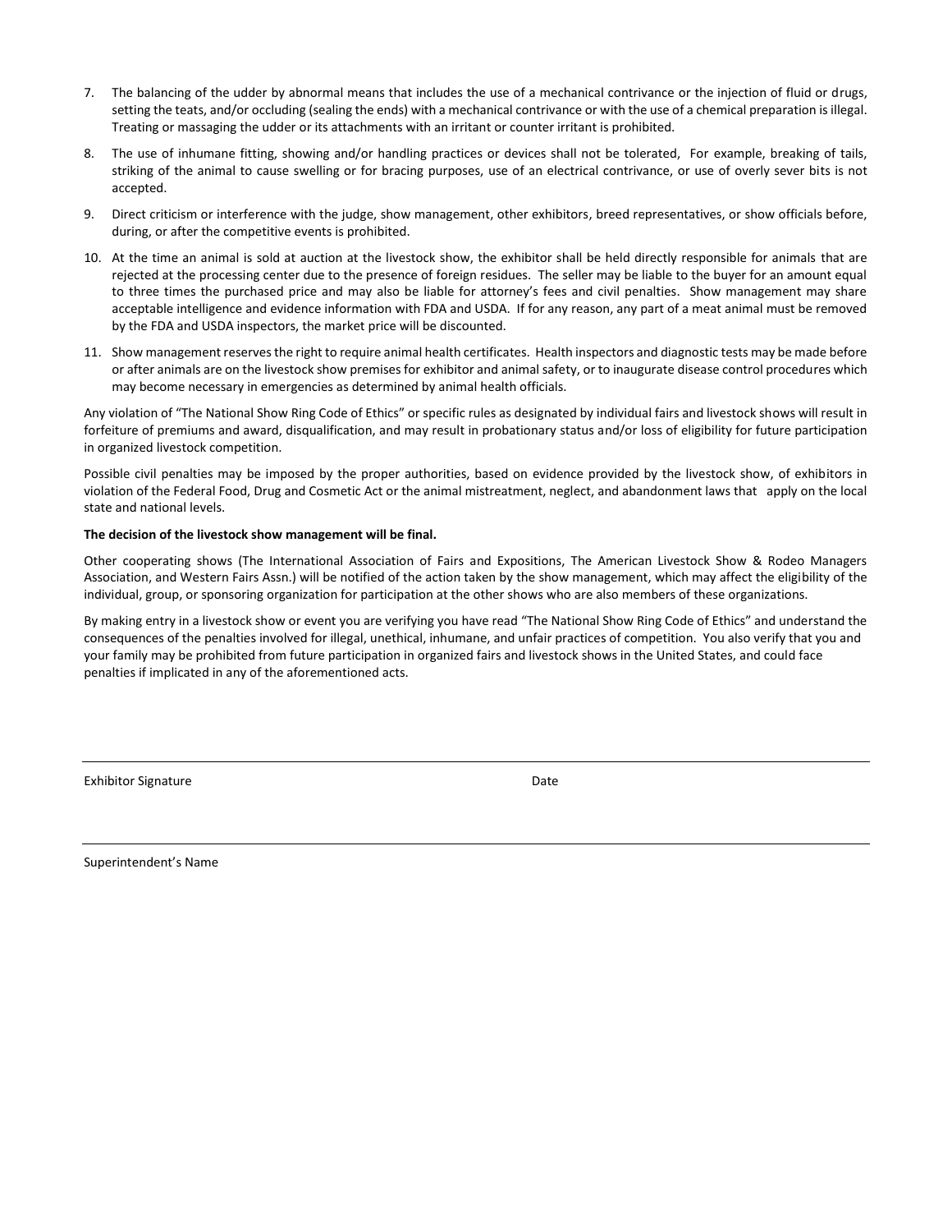7. The balancing of the udder by abnormal means that includes the use of a mechanical contrivance or the injection of fluid or drugs, setting the teats, and/or occluding (sealing the ends) with a mechanical contrivance or with the use of a chemical preparation is illegal. Treating or massaging the udder or its attachments with an irritant or counter irritant is prohibited.

8. The use of inhumane fitting, showing and/or handling practices or devices shall not be tolerated, For example, breaking of tails, striking of the animal to cause swelling or for bracing purposes, use of an electrical contrivance, or use of overly sever bits is not accepted.

9. Direct criticism or interference with the judge, show management, other exhibitors, breed representatives, or show officials before, during, or after the competitive events is prohibited.

10. At the time an animal is sold at auction at the livestock show, the exhibitor shall be held directly responsible for animals that are rejected at the processing center due to the presence of foreign residues. The seller may be liable to the buyer for an amount equal to three times the purchased price and may also be liable for attorney's fees and civil penalties. Show management may share acceptable intelligence and evidence information with FDA and USDA. If for any reason, any part of a meat animal must be removed by the FDA and USDA inspectors, the market price will be discounted.

11. Show management reserves the right to require animal health certificates. Health inspectors and diagnostic tests may be made before or after animals are on the livestock show premises for exhibitor and animal safety, or to inaugurate disease control procedures which may become necessary in emergencies as determined by animal health officials.

Any violation of "The National Show Ring Code of Ethics" or specific rules as designated by individual fairs and livestock shows will result in forfeiture of premiums and award, disqualification, and may result in probationary status and/or loss of eligibility for future participation in organized livestock competition.

Possible civil penalties may be imposed by the proper authorities, based on evidence provided by the livestock show, of exhibitors in violation of the Federal Food, Drug and Cosmetic Act or the animal mistreatment, neglect, and abandonment laws that apply on the local state and national levels.

**The decision of the livestock show management will be final.**

Other cooperating shows (The International Association of Fairs and Expositions, The American Livestock Show & Rodeo Managers Association, and Western Fairs Assn.) will be notified of the action taken by the show management, which may affect the eligibility of the individual, group, or sponsoring organization for participation at the other shows who are also members of these organizations.

By making entry in a livestock show or event you are verifying you have read "The National Show Ring Code of Ethics" and understand the consequences of the penalties involved for illegal, unethical, inhumane, and unfair practices of competition. You also verify that you and your family may be prohibited from future participation in organized fairs and livestock shows in the United States, and could face penalties if implicated in any of the aforementioned acts.

\_\_\_\_\_\_\_\_\_\_\_\_\_\_\_\_\_\_\_\_\_\_\_\_\_\_\_\_\_\_\_\_\_\_\_\_\_\_\_\_\_\_\_\_\_\_\_\_\_\_\_\_\_\_\_\_\_\_\_\_

Exhibitor Signature　　　　　　　　　　　　　　　　　　　　Date

\_\_\_\_\_\_\_\_\_\_\_\_\_\_\_\_\_\_\_\_\_\_\_\_\_\_\_\_\_\_\_\_\_\_\_\_\_\_\_\_\_\_\_\_\_\_\_\_\_\_\_\_\_\_\_\_\_\_\_\_

Superintendent's Name